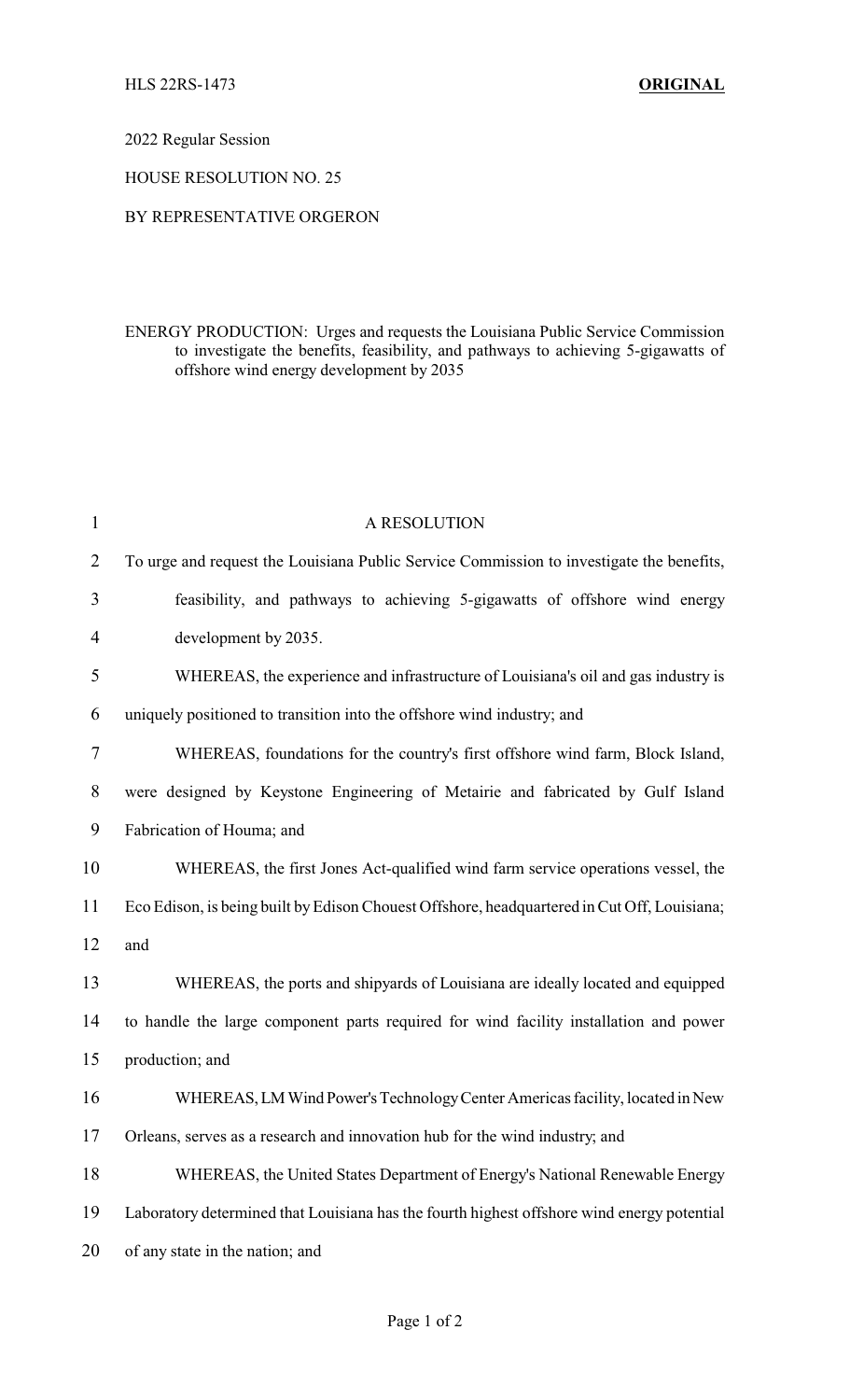HLS 22RS-1473 **ORIGINAL**

2022 Regular Session

HOUSE RESOLUTION NO. 25

BY REPRESENTATIVE ORGERON

ENERGY PRODUCTION: Urges and requests the Louisiana Public Service Commission to investigate the benefits, feasibility, and pathways to achieving 5-gigawatts of offshore wind energy development by 2035

A RESOLUTION

To urge and request the Louisiana Public Service Commission to investigate the benefits, feasibility, and pathways to achieving 5-gigawatts of offshore wind energy development by 2035.

WHEREAS, the experience and infrastructure of Louisiana's oil and gas industry is uniquely positioned to transition into the offshore wind industry; and

WHEREAS, foundations for the country's first offshore wind farm, Block Island, were designed by Keystone Engineering of Metairie and fabricated by Gulf Island Fabrication of Houma; and

WHEREAS, the first Jones Act-qualified wind farm service operations vessel, the Eco Edison, is being built by Edison Chouest Offshore, headquartered in Cut Off, Louisiana; and

WHEREAS, the ports and shipyards of Louisiana are ideally located and equipped to handle the large component parts required for wind facility installation and power production; and

WHEREAS, LM Wind Power's Technology Center Americas facility, located in New Orleans, serves as a research and innovation hub for the wind industry; and

WHEREAS, the United States Department of Energy's National Renewable Energy Laboratory determined that Louisiana has the fourth highest offshore wind energy potential of any state in the nation; and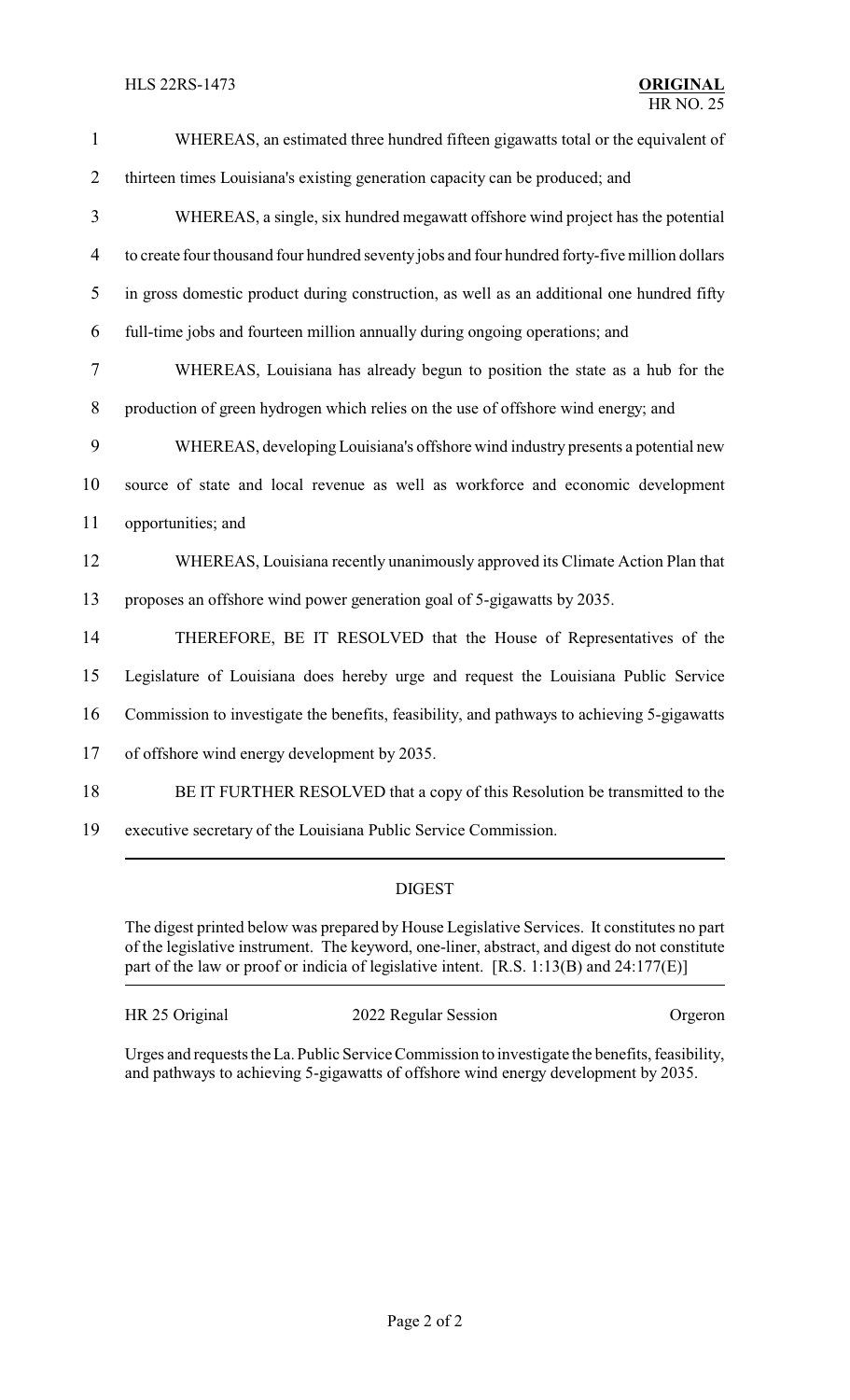WHEREAS, an estimated three hundred fifteen gigawatts total or the equivalent of thirteen times Louisiana's existing generation capacity can be produced; and

WHEREAS, a single, six hundred megawatt offshore wind project has the potential to create four thousand four hundred seventy jobs and four hundred forty-five million dollars in gross domestic product during construction, as well as an additional one hundred fifty full-time jobs and fourteen million annually during ongoing operations; and

WHEREAS, Louisiana has already begun to position the state as a hub for the production of green hydrogen which relies on the use of offshore wind energy; and

WHEREAS, developing Louisiana's offshore wind industry presents a potential new source of state and local revenue as well as workforce and economic development opportunities; and

WHEREAS, Louisiana recently unanimously approved its Climate Action Plan that proposes an offshore wind power generation goal of 5-gigawatts by 2035.

THEREFORE, BE IT RESOLVED that the House of Representatives of the Legislature of Louisiana does hereby urge and request the Louisiana Public Service Commission to investigate the benefits, feasibility, and pathways to achieving 5-gigawatts of offshore wind energy development by 2035.

BE IT FURTHER RESOLVED that a copy of this Resolution be transmitted to the executive secretary of the Louisiana Public Service Commission.

## DIGEST

The digest printed below was prepared by House Legislative Services. It constitutes no part of the legislative instrument. The keyword, one-liner, abstract, and digest do not constitute part of the law or proof or indicia of legislative intent. [R.S. 1:13(B) and 24:177(E)]

HR 25 Original 2022 Regular Session Orgeron

Urges and requests the La. Public Service Commission to investigate the benefits, feasibility, and pathways to achieving 5-gigawatts of offshore wind energy development by 2035.